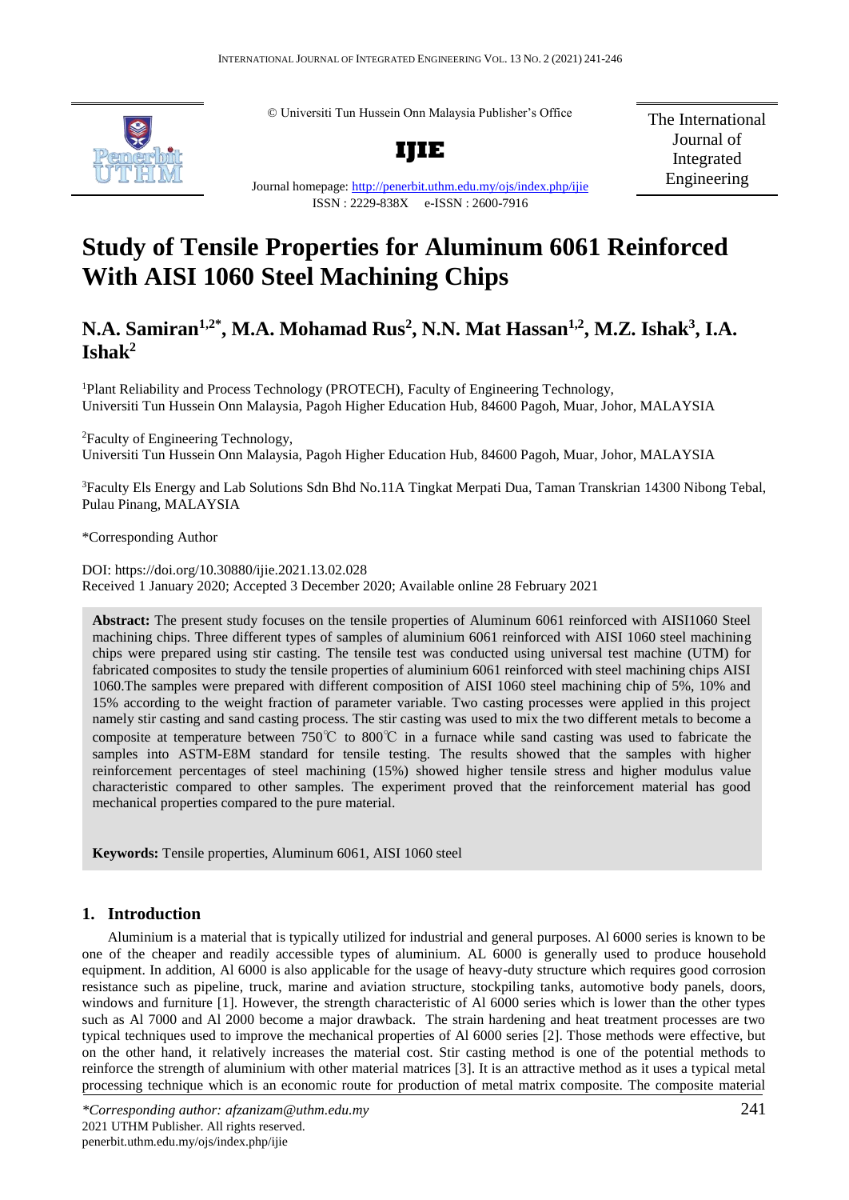© Universiti Tun Hussein Onn Malaysia Publisher's Office

**IJIE**

Journal homepage: http://penerbit.uthm.edu.my/ojs/index.php/ijie

ISSN : 2229-838X e-ISSN : 2600-7916

The International Journal of Integrated Engineering

# Study of Tensile Properties for Aluminum 6061 Reinforced With AISI 1060 Steel Machining Chips

**N.A. Samiran[1,2*], M.A. Mohamad Rus[2], N.N. Mat Hassan[1,2], M.Z. Ishak[3], I.A. Ishak[2]**

[1]Plant Reliability and Process Technology (PROTECH), Faculty of Engineering Technology, Universiti Tun Hussein Onn Malaysia, Pagoh Higher Education Hub, 84600 Pagoh, Muar, Johor, MALAYSIA

[2]Faculty of Engineering Technology, Universiti Tun Hussein Onn Malaysia, Pagoh Higher Education Hub, 84600 Pagoh, Muar, Johor, MALAYSIA

[3]Faculty Els Energy and Lab Solutions Sdn Bhd No.11A Tingkat Merpati Dua, Taman Transkrian 14300 Nibong Tebal, Pulau Pinang, MALAYSIA

*Corresponding Author

DOI: https://doi.org/10.30880/ijie.2021.13.02.028

Received 1 January 2020; Accepted 3 December 2020; Available online 28 February 2021

**Abstract:** The present study focuses on the tensile properties of Aluminum 6061 reinforced with AISI1060 Steel machining chips. Three different types of samples of aluminium 6061 reinforced with AISI 1060 steel machining chips were prepared using stir casting. The tensile test was conducted using universal test machine (UTM) for fabricated composites to study the tensile properties of aluminium 6061 reinforced with steel machining chips AISI 1060.The samples were prepared with different composition of AISI 1060 steel machining chip of 5%, 10% and 15% according to the weight fraction of parameter variable. Two casting processes were applied in this project namely stir casting and sand casting process. The stir casting was used to mix the two different metals to become a composite at temperature between 750℃ to 800℃ in a furnace while sand casting was used to fabricate the samples into ASTM-E8M standard for tensile testing. The results showed that the samples with higher reinforcement percentages of steel machining (15%) showed higher tensile stress and higher modulus value characteristic compared to other samples. The experiment proved that the reinforcement material has good mechanical properties compared to the pure material.

**Keywords:** Tensile properties, Aluminum 6061, AISI 1060 steel

## 1. Introduction

Aluminium is a material that is typically utilized for industrial and general purposes. Al 6000 series is known to be one of the cheaper and readily accessible types of aluminium. AL 6000 is generally used to produce household equipment. In addition, Al 6000 is also applicable for the usage of heavy-duty structure which requires good corrosion resistance such as pipeline, truck, marine and aviation structure, stockpiling tanks, automotive body panels, doors, windows and furniture [1]. However, the strength characteristic of Al 6000 series which is lower than the other types such as Al 7000 and Al 2000 become a major drawback. The strain hardening and heat treatment processes are two typical techniques used to improve the mechanical properties of Al 6000 series [2]. Those methods were effective, but on the other hand, it relatively increases the material cost. Stir casting method is one of the potential methods to reinforce the strength of aluminium with other material matrices [3]. It is an attractive method as it uses a typical metal processing technique which is an economic route for production of metal matrix composite. The composite material

*\*Corresponding author: afzanizam@uthm.edu.my*
2021 UTHM Publisher. All rights reserved.
penerbit.uthm.edu.my/ojs/index.php/ijie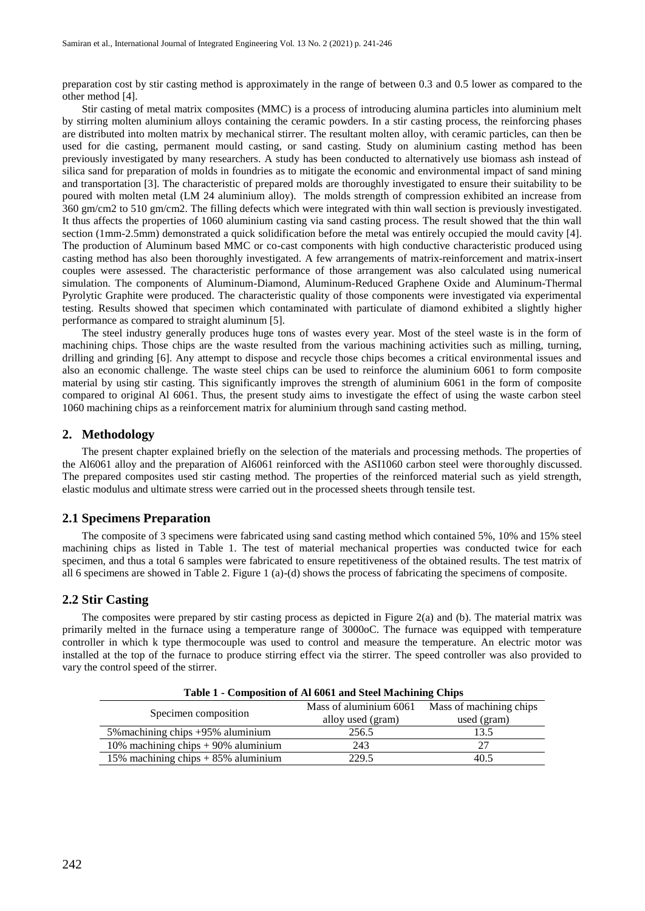preparation cost by stir casting method is approximately in the range of between 0.3 and 0.5 lower as compared to the other method [4].

Stir casting of metal matrix composites (MMC) is a process of introducing alumina particles into aluminium melt by stirring molten aluminium alloys containing the ceramic powders. In a stir casting process, the reinforcing phases are distributed into molten matrix by mechanical stirrer. The resultant molten alloy, with ceramic particles, can then be used for die casting, permanent mould casting, or sand casting. Study on aluminium casting method has been previously investigated by many researchers. A study has been conducted to alternatively use biomass ash instead of silica sand for preparation of molds in foundries as to mitigate the economic and environmental impact of sand mining and transportation [3]. The characteristic of prepared molds are thoroughly investigated to ensure their suitability to be poured with molten metal (LM 24 aluminium alloy). The molds strength of compression exhibited an increase from 360 gm/cm2 to 510 gm/cm2. The filling defects which were integrated with thin wall section is previously investigated. It thus affects the properties of 1060 aluminium casting via sand casting process. The result showed that the thin wall section (1mm-2.5mm) demonstrated a quick solidification before the metal was entirely occupied the mould cavity [4]. The production of Aluminum based MMC or co-cast components with high conductive characteristic produced using casting method has also been thoroughly investigated. A few arrangements of matrix-reinforcement and matrix-insert couples were assessed. The characteristic performance of those arrangement was also calculated using numerical simulation. The components of Aluminum-Diamond, Aluminum-Reduced Graphene Oxide and Aluminum-Thermal Pyrolytic Graphite were produced. The characteristic quality of those components were investigated via experimental testing. Results showed that specimen which contaminated with particulate of diamond exhibited a slightly higher performance as compared to straight aluminum [5].

The steel industry generally produces huge tons of wastes every year. Most of the steel waste is in the form of machining chips. Those chips are the waste resulted from the various machining activities such as milling, turning, drilling and grinding [6]. Any attempt to dispose and recycle those chips becomes a critical environmental issues and also an economic challenge. The waste steel chips can be used to reinforce the aluminium 6061 to form composite material by using stir casting. This significantly improves the strength of aluminium 6061 in the form of composite compared to original Al 6061. Thus, the present study aims to investigate the effect of using the waste carbon steel 1060 machining chips as a reinforcement matrix for aluminium through sand casting method.

## 2. Methodology

The present chapter explained briefly on the selection of the materials and processing methods. The properties of the Al6061 alloy and the preparation of Al6061 reinforced with the ASI1060 carbon steel were thoroughly discussed. The prepared composites used stir casting method. The properties of the reinforced material such as yield strength, elastic modulus and ultimate stress were carried out in the processed sheets through tensile test.

### 2.1 Specimens Preparation

The composite of 3 specimens were fabricated using sand casting method which contained 5%, 10% and 15% steel machining chips as listed in Table 1. The test of material mechanical properties was conducted twice for each specimen, and thus a total 6 samples were fabricated to ensure repetitiveness of the obtained results. The test matrix of all 6 specimens are showed in Table 2. Figure 1 (a)-(d) shows the process of fabricating the specimens of composite.

### 2.2 Stir Casting

The composites were prepared by stir casting process as depicted in Figure 2(a) and (b). The material matrix was primarily melted in the furnace using a temperature range of 3000oC. The furnace was equipped with temperature controller in which k type thermocouple was used to control and measure the temperature. An electric motor was installed at the top of the furnace to produce stirring effect via the stirrer. The speed controller was also provided to vary the control speed of the stirrer.

**Table 1 - Composition of Al 6061 and Steel Machining Chips**

| Specimen composition | Mass of aluminium 6061 alloy used (gram) | Mass of machining chips used (gram) |
|---|---|---|
| 5%machining chips +95% aluminium | 256.5 | 13.5 |
| 10% machining chips + 90% aluminium | 243 | 27 |
| 15% machining chips + 85% aluminium | 229.5 | 40.5 |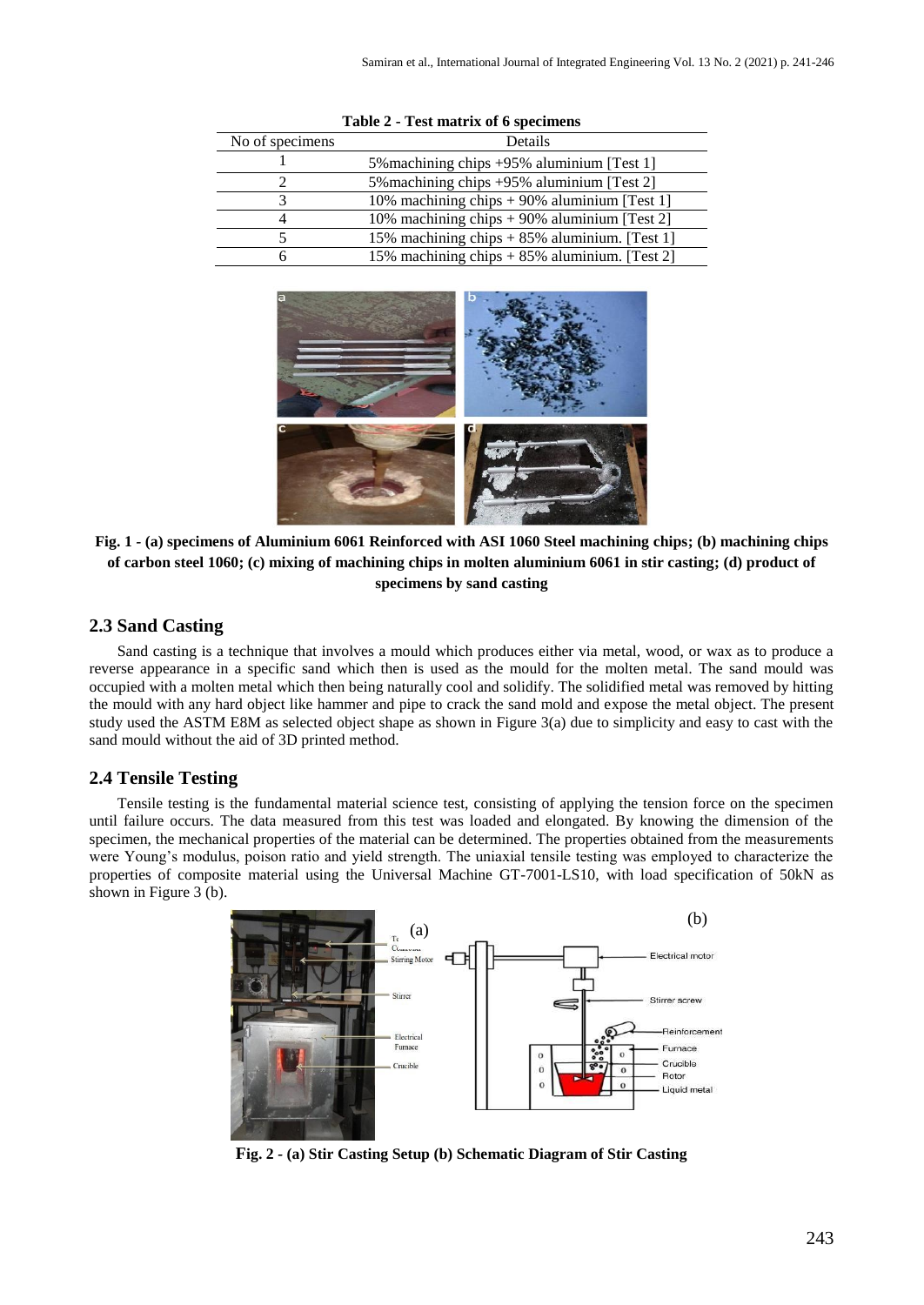**Table 2 - Test matrix of 6 specimens**

| No of specimens | Details |
|---|---|
| 1 | 5%machining chips +95% aluminium [Test 1] |
| 2 | 5%machining chips +95% aluminium [Test 2] |
| 3 | 10% machining chips + 90% aluminium [Test 1] |
| 4 | 10% machining chips + 90% aluminium [Test 2] |
| 5 | 15% machining chips + 85% aluminium. [Test 1] |
| 6 | 15% machining chips + 85% aluminium. [Test 2] |

**Fig. 1 - (a) specimens of Aluminium 6061 Reinforced with ASI 1060 Steel machining chips; (b) machining chips of carbon steel 1060; (c) mixing of machining chips in molten aluminium 6061 in stir casting; (d) product of specimens by sand casting**

## 2.3 Sand Casting

Sand casting is a technique that involves a mould which produces either via metal, wood, or wax as to produce a reverse appearance in a specific sand which then is used as the mould for the molten metal. The sand mould was occupied with a molten metal which then being naturally cool and solidify. The solidified metal was removed by hitting the mould with any hard object like hammer and pipe to crack the sand mold and expose the metal object. The present study used the ASTM E8M as selected object shape as shown in Figure 3(a) due to simplicity and easy to cast with the sand mould without the aid of 3D printed method.

## 2.4 Tensile Testing

Tensile testing is the fundamental material science test, consisting of applying the tension force on the specimen until failure occurs. The data measured from this test was loaded and elongated. By knowing the dimension of the specimen, the mechanical properties of the material can be determined. The properties obtained from the measurements were Young's modulus, poison ratio and yield strength. The uniaxial tensile testing was employed to characterize the properties of composite material using the Universal Machine GT-7001-LS10, with load specification of 50kN as shown in Figure 3 (b).

**Fig. 2 - (a) Stir Casting Setup (b) Schematic Diagram of Stir Casting**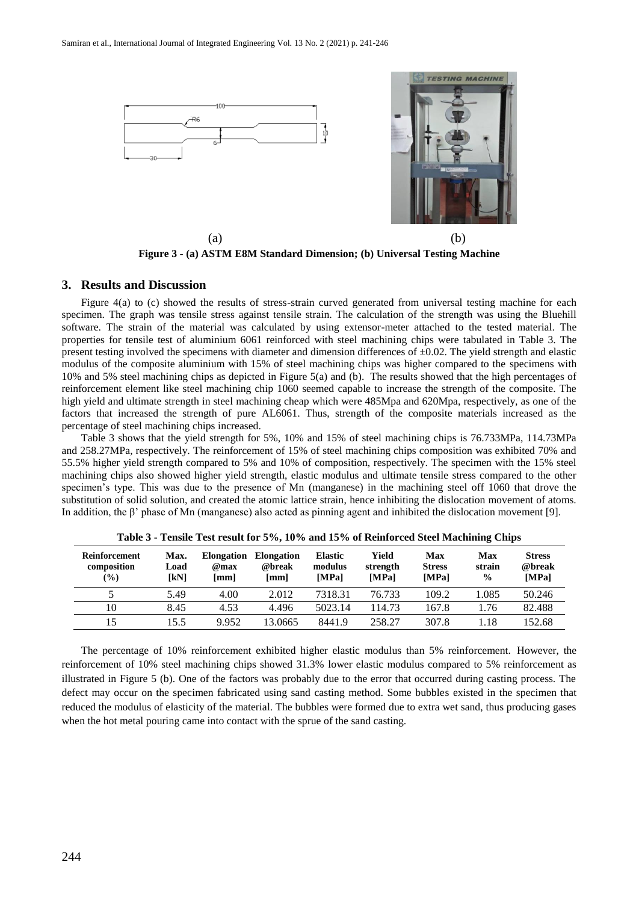(a) (b)

**Figure 3 - (a) ASTM E8M Standard Dimension; (b) Universal Testing Machine**

## 3. Results and Discussion

Figure 4(a) to (c) showed the results of stress-strain curved generated from universal testing machine for each specimen. The graph was tensile stress against tensile strain. The calculation of the strength was using the Bluehill software. The strain of the material was calculated by using extensor-meter attached to the tested material. The properties for tensile test of aluminium 6061 reinforced with steel machining chips were tabulated in Table 3. The present testing involved the specimens with diameter and dimension differences of ±0.02. The yield strength and elastic modulus of the composite aluminium with 15% of steel machining chips was higher compared to the specimens with 10% and 5% steel machining chips as depicted in Figure 5(a) and (b). The results showed that the high percentages of reinforcement element like steel machining chip 1060 seemed capable to increase the strength of the composite. The high yield and ultimate strength in steel machining cheap which were 485Mpa and 620Mpa, respectively, as one of the factors that increased the strength of pure AL6061. Thus, strength of the composite materials increased as the percentage of steel machining chips increased.

Table 3 shows that the yield strength for 5%, 10% and 15% of steel machining chips is 76.733MPa, 114.73MPa and 258.27MPa, respectively. The reinforcement of 15% of steel machining chips composition was exhibited 70% and 55.5% higher yield strength compared to 5% and 10% of composition, respectively. The specimen with the 15% steel machining chips also showed higher yield strength, elastic modulus and ultimate tensile stress compared to the other specimen's type. This was due to the presence of Mn (manganese) in the machining steel off 1060 that drove the substitution of solid solution, and created the atomic lattice strain, hence inhibiting the dislocation movement of atoms. In addition, the β' phase of Mn (manganese) also acted as pinning agent and inhibited the dislocation movement [9].

**Table 3 - Tensile Test result for 5%, 10% and 15% of Reinforced Steel Machining Chips**

| Reinforcement composition (%) | Max. Load [kN] | Elongation @max [mm] | Elongation @break [mm] | Elastic modulus [MPa] | Yield strength [MPa] | Max Stress [MPa] | Max strain % | Stress @break [MPa] |
|---|---|---|---|---|---|---|---|---|
| 5 | 5.49 | 4.00 | 2.012 | 7318.31 | 76.733 | 109.2 | 1.085 | 50.246 |
| 10 | 8.45 | 4.53 | 4.496 | 5023.14 | 114.73 | 167.8 | 1.76 | 82.488 |
| 15 | 15.5 | 9.952 | 13.0665 | 8441.9 | 258.27 | 307.8 | 1.18 | 152.68 |

The percentage of 10% reinforcement exhibited higher elastic modulus than 5% reinforcement. However, the reinforcement of 10% steel machining chips showed 31.3% lower elastic modulus compared to 5% reinforcement as illustrated in Figure 5 (b). One of the factors was probably due to the error that occurred during casting process. The defect may occur on the specimen fabricated using sand casting method. Some bubbles existed in the specimen that reduced the modulus of elasticity of the material. The bubbles were formed due to extra wet sand, thus producing gases when the hot metal pouring came into contact with the sprue of the sand casting.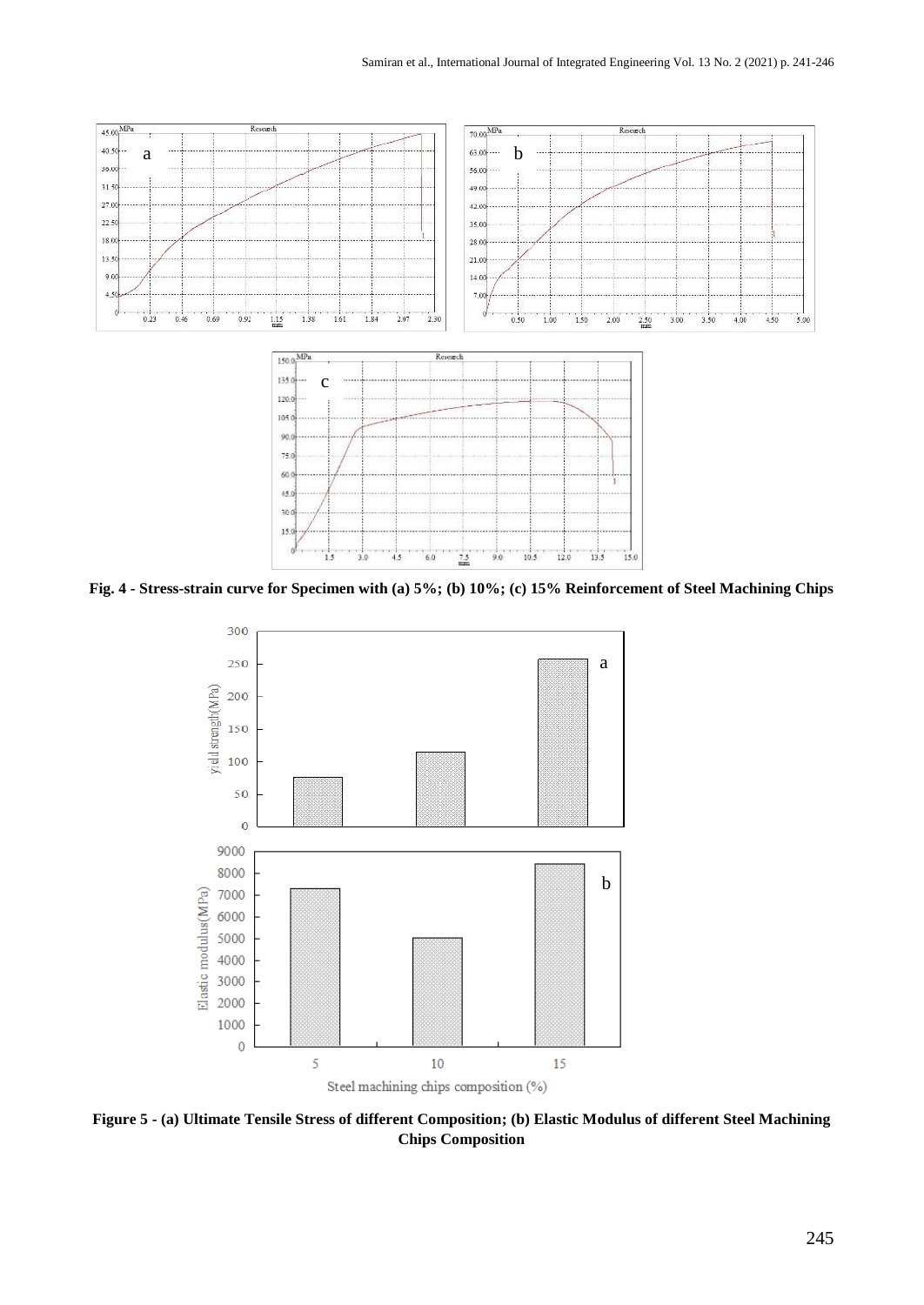**Fig. 4 - Stress-strain curve for Specimen with (a) 5%; (b) 10%; (c) 15% Reinforcement of Steel Machining Chips**

**Figure 5 - (a) Ultimate Tensile Stress of different Composition; (b) Elastic Modulus of different Steel Machining Chips Composition**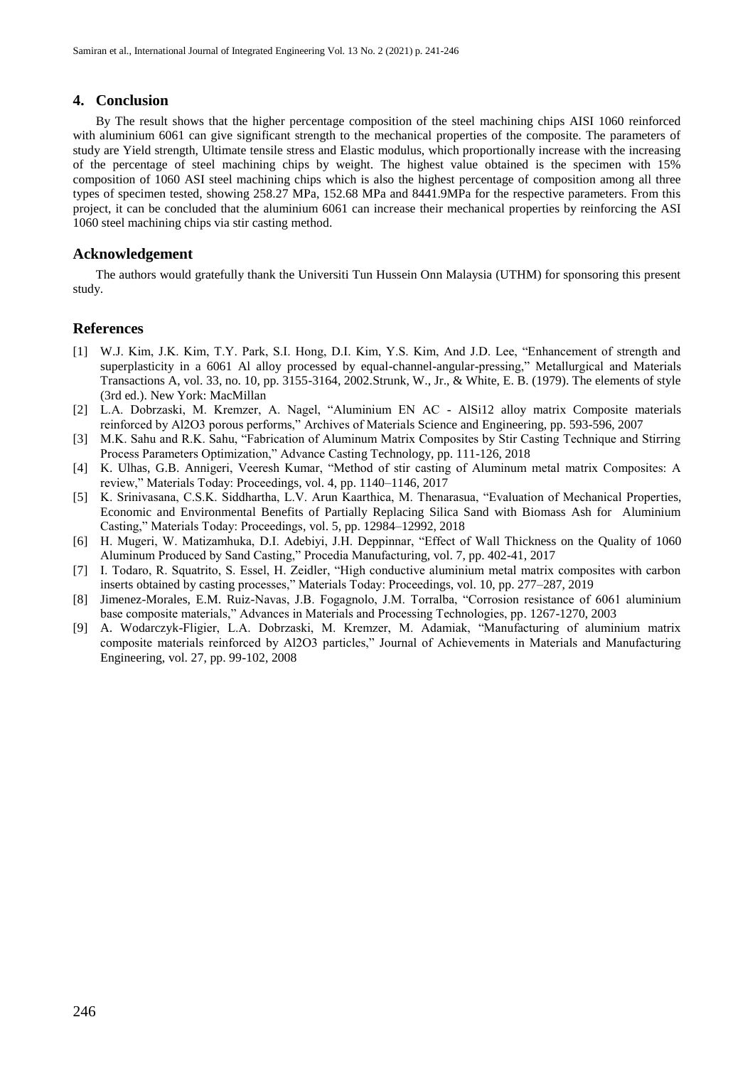## 4. Conclusion

By The result shows that the higher percentage composition of the steel machining chips AISI 1060 reinforced with aluminium 6061 can give significant strength to the mechanical properties of the composite. The parameters of study are Yield strength, Ultimate tensile stress and Elastic modulus, which proportionally increase with the increasing of the percentage of steel machining chips by weight. The highest value obtained is the specimen with 15% composition of 1060 ASI steel machining chips which is also the highest percentage of composition among all three types of specimen tested, showing 258.27 MPa, 152.68 MPa and 8441.9MPa for the respective parameters. From this project, it can be concluded that the aluminium 6061 can increase their mechanical properties by reinforcing the ASI 1060 steel machining chips via stir casting method.

## Acknowledgement

The authors would gratefully thank the Universiti Tun Hussein Onn Malaysia (UTHM) for sponsoring this present study.

## References

[1] W.J. Kim, J.K. Kim, T.Y. Park, S.I. Hong, D.I. Kim, Y.S. Kim, And J.D. Lee, "Enhancement of strength and superplasticity in a 6061 Al alloy processed by equal-channel-angular-pressing," Metallurgical and Materials Transactions A, vol. 33, no. 10, pp. 3155-3164, 2002.Strunk, W., Jr., & White, E. B. (1979). The elements of style (3rd ed.). New York: MacMillan

[2] L.A. Dobrzaski, M. Kremzer, A. Nagel, "Aluminium EN AC - AlSi12 alloy matrix Composite materials reinforced by Al2O3 porous performs," Archives of Materials Science and Engineering, pp. 593-596, 2007

[3] M.K. Sahu and R.K. Sahu, "Fabrication of Aluminum Matrix Composites by Stir Casting Technique and Stirring Process Parameters Optimization," Advance Casting Technology, pp. 111-126, 2018

[4] K. Ulhas, G.B. Annigeri, Veeresh Kumar, "Method of stir casting of Aluminum metal matrix Composites: A review," Materials Today: Proceedings, vol. 4, pp. 1140–1146, 2017

[5] K. Srinivasana, C.S.K. Siddhartha, L.V. Arun Kaarthica, M. Thenarasua, "Evaluation of Mechanical Properties, Economic and Environmental Benefits of Partially Replacing Silica Sand with Biomass Ash for Aluminium Casting," Materials Today: Proceedings, vol. 5, pp. 12984–12992, 2018

[6] H. Mugeri, W. Matizamhuka, D.I. Adebiyi, J.H. Deppinnar, "Effect of Wall Thickness on the Quality of 1060 Aluminum Produced by Sand Casting," Procedia Manufacturing, vol. 7, pp. 402-41, 2017

[7] I. Todaro, R. Squatrito, S. Essel, H. Zeidler, "High conductive aluminium metal matrix composites with carbon inserts obtained by casting processes," Materials Today: Proceedings, vol. 10, pp. 277–287, 2019

[8] Jimenez-Morales, E.M. Ruiz-Navas, J.B. Fogagnolo, J.M. Torralba, "Corrosion resistance of 6061 aluminium base composite materials," Advances in Materials and Processing Technologies, pp. 1267-1270, 2003

[9] A. Wodarczyk-Fligier, L.A. Dobrzaski, M. Kremzer, M. Adamiak, "Manufacturing of aluminium matrix composite materials reinforced by Al2O3 particles," Journal of Achievements in Materials and Manufacturing Engineering, vol. 27, pp. 99-102, 2008